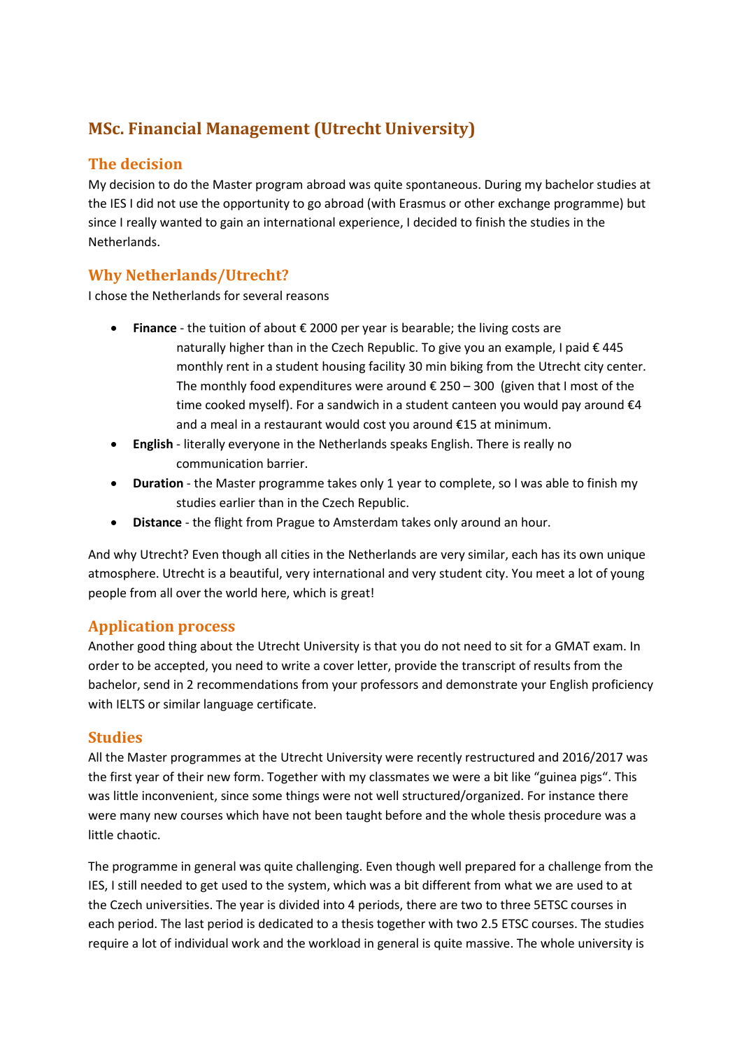# MSc. Financial Management (Utrecht University)

## The decision

My decision to do the Master program abroad was quite spontaneous. During my bachelor studies at the IES I did not use the opportunity to go abroad (with Erasmus or other exchange programme) but since I really wanted to gain an international experience, I decided to finish the studies in the Netherlands.

## Why Netherlands/Utrecht?

I chose the Netherlands for several reasons

- **Finance** - the tuition of about € 2000 per year is bearable; the living costs are naturally higher than in the Czech Republic. To give you an example, I paid € 445 monthly rent in a student housing facility 30 min biking from the Utrecht city center. The monthly food expenditures were around € 250 – 300 (given that I most of the time cooked myself). For a sandwich in a student canteen you would pay around €4 and a meal in a restaurant would cost you around €15 at minimum.
- **English** - literally everyone in the Netherlands speaks English. There is really no communication barrier.
- **Duration** - the Master programme takes only 1 year to complete, so I was able to finish my studies earlier than in the Czech Republic.
- **Distance** - the flight from Prague to Amsterdam takes only around an hour.

And why Utrecht? Even though all cities in the Netherlands are very similar, each has its own unique atmosphere. Utrecht is a beautiful, very international and very student city. You meet a lot of young people from all over the world here, which is great!

## Application process

Another good thing about the Utrecht University is that you do not need to sit for a GMAT exam. In order to be accepted, you need to write a cover letter, provide the transcript of results from the bachelor, send in 2 recommendations from your professors and demonstrate your English proficiency with IELTS or similar language certificate.

## Studies

All the Master programmes at the Utrecht University were recently restructured and 2016/2017 was the first year of their new form. Together with my classmates we were a bit like "guinea pigs". This was little inconvenient, since some things were not well structured/organized. For instance there were many new courses which have not been taught before and the whole thesis procedure was a little chaotic.

The programme in general was quite challenging. Even though well prepared for a challenge from the IES, I still needed to get used to the system, which was a bit different from what we are used to at the Czech universities. The year is divided into 4 periods, there are two to three 5ETSC courses in each period. The last period is dedicated to a thesis together with two 2.5 ETSC courses. The studies require a lot of individual work and the workload in general is quite massive. The whole university is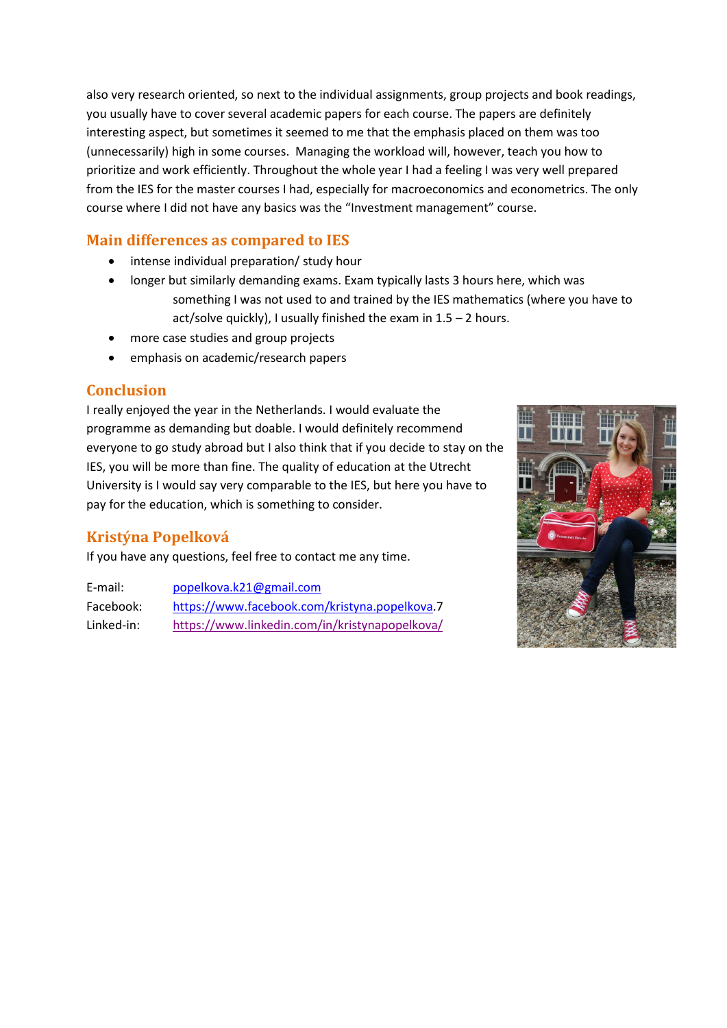also very research oriented, so next to the individual assignments, group projects and book readings, you usually have to cover several academic papers for each course. The papers are definitely interesting aspect, but sometimes it seemed to me that the emphasis placed on them was too (unnecessarily) high in some courses. Managing the workload will, however, teach you how to prioritize and work efficiently. Throughout the whole year I had a feeling I was very well prepared from the IES for the master courses I had, especially for macroeconomics and econometrics. The only course where I did not have any basics was the "Investment management" course.

## Main differences as compared to IES

- intense individual preparation/ study hour
- longer but similarly demanding exams. Exam typically lasts 3 hours here, which was something I was not used to and trained by the IES mathematics (where you have to act/solve quickly), I usually finished the exam in 1.5 – 2 hours.
- more case studies and group projects
- emphasis on academic/research papers

## Conclusion

I really enjoyed the year in the Netherlands. I would evaluate the programme as demanding but doable. I would definitely recommend everyone to go study abroad but I also think that if you decide to stay on the IES, you will be more than fine. The quality of education at the Utrecht University is I would say very comparable to the IES, but here you have to pay for the education, which is something to consider.

## Kristýna Popelková

If you have any questions, feel free to contact me any time.

| | |
|---|---|
| E-mail: | popelkova.k21@gmail.com |
| Facebook: | https://www.facebook.com/kristyna.popelkova.7 |
| Linked-in: | https://www.linkedin.com/in/kristynapopelkova/ |